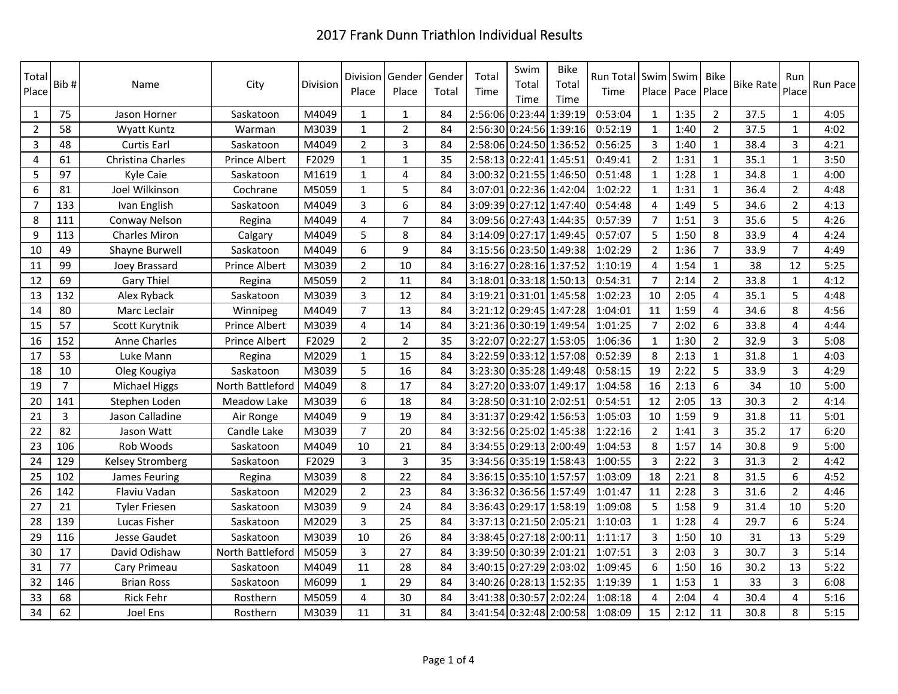# 2017 Frank Dunn Triathlon Individual Results

| Total Place | Bib # | Name | City | Division | Division Place | Gender Place | Gender Total | Total Time | Swim Total Time | Bike Total Time | Run Total Time | Swim Place | Swim Pace | Bike Place | Bike Rate | Run Place | Run Pace |
|---|---|---|---|---|---|---|---|---|---|---|---|---|---|---|---|---|---|
| 1 | 75 | Jason Horner | Saskatoon | M4049 | 1 | 1 | 84 | 2:56:06 | 0:23:44 | 1:39:19 | 0:53:04 | 1 | 1:35 | 2 | 37.5 | 1 | 4:05 |
| 2 | 58 | Wyatt Kuntz | Warman | M3039 | 1 | 2 | 84 | 2:56:30 | 0:24:56 | 1:39:16 | 0:52:19 | 1 | 1:40 | 2 | 37.5 | 1 | 4:02 |
| 3 | 48 | Curtis Earl | Saskatoon | M4049 | 2 | 3 | 84 | 2:58:06 | 0:24:50 | 1:36:52 | 0:56:25 | 3 | 1:40 | 1 | 38.4 | 3 | 4:21 |
| 4 | 61 | Christina Charles | Prince Albert | F2029 | 1 | 1 | 35 | 2:58:13 | 0:22:41 | 1:45:51 | 0:49:41 | 2 | 1:31 | 1 | 35.1 | 1 | 3:50 |
| 5 | 97 | Kyle Caie | Saskatoon | M1619 | 1 | 4 | 84 | 3:00:32 | 0:21:55 | 1:46:50 | 0:51:48 | 1 | 1:28 | 1 | 34.8 | 1 | 4:00 |
| 6 | 81 | Joel Wilkinson | Cochrane | M5059 | 1 | 5 | 84 | 3:07:01 | 0:22:36 | 1:42:04 | 1:02:22 | 1 | 1:31 | 1 | 36.4 | 2 | 4:48 |
| 7 | 133 | Ivan English | Saskatoon | M4049 | 3 | 6 | 84 | 3:09:39 | 0:27:12 | 1:47:40 | 0:54:48 | 4 | 1:49 | 5 | 34.6 | 2 | 4:13 |
| 8 | 111 | Conway Nelson | Regina | M4049 | 4 | 7 | 84 | 3:09:56 | 0:27:43 | 1:44:35 | 0:57:39 | 7 | 1:51 | 3 | 35.6 | 5 | 4:26 |
| 9 | 113 | Charles Miron | Calgary | M4049 | 5 | 8 | 84 | 3:14:09 | 0:27:17 | 1:49:45 | 0:57:07 | 5 | 1:50 | 8 | 33.9 | 4 | 4:24 |
| 10 | 49 | Shayne Burwell | Saskatoon | M4049 | 6 | 9 | 84 | 3:15:56 | 0:23:50 | 1:49:38 | 1:02:29 | 2 | 1:36 | 7 | 33.9 | 7 | 4:49 |
| 11 | 99 | Joey Brassard | Prince Albert | M3039 | 2 | 10 | 84 | 3:16:27 | 0:28:16 | 1:37:52 | 1:10:19 | 4 | 1:54 | 1 | 38 | 12 | 5:25 |
| 12 | 69 | Gary Thiel | Regina | M5059 | 2 | 11 | 84 | 3:18:01 | 0:33:18 | 1:50:13 | 0:54:31 | 7 | 2:14 | 2 | 33.8 | 1 | 4:12 |
| 13 | 132 | Alex Ryback | Saskatoon | M3039 | 3 | 12 | 84 | 3:19:21 | 0:31:01 | 1:45:58 | 1:02:23 | 10 | 2:05 | 4 | 35.1 | 5 | 4:48 |
| 14 | 80 | Marc Leclair | Winnipeg | M4049 | 7 | 13 | 84 | 3:21:12 | 0:29:45 | 1:47:28 | 1:04:01 | 11 | 1:59 | 4 | 34.6 | 8 | 4:56 |
| 15 | 57 | Scott Kurytnik | Prince Albert | M3039 | 4 | 14 | 84 | 3:21:36 | 0:30:19 | 1:49:54 | 1:01:25 | 7 | 2:02 | 6 | 33.8 | 4 | 4:44 |
| 16 | 152 | Anne Charles | Prince Albert | F2029 | 2 | 2 | 35 | 3:22:07 | 0:22:27 | 1:53:05 | 1:06:36 | 1 | 1:30 | 2 | 32.9 | 3 | 5:08 |
| 17 | 53 | Luke Mann | Regina | M2029 | 1 | 15 | 84 | 3:22:59 | 0:33:12 | 1:57:08 | 0:52:39 | 8 | 2:13 | 1 | 31.8 | 1 | 4:03 |
| 18 | 10 | Oleg Kougiya | Saskatoon | M3039 | 5 | 16 | 84 | 3:23:30 | 0:35:28 | 1:49:48 | 0:58:15 | 19 | 2:22 | 5 | 33.9 | 3 | 4:29 |
| 19 | 7 | Michael Higgs | North Battleford | M4049 | 8 | 17 | 84 | 3:27:20 | 0:33:07 | 1:49:17 | 1:04:58 | 16 | 2:13 | 6 | 34 | 10 | 5:00 |
| 20 | 141 | Stephen Loden | Meadow Lake | M3039 | 6 | 18 | 84 | 3:28:50 | 0:31:10 | 2:02:51 | 0:54:51 | 12 | 2:05 | 13 | 30.3 | 2 | 4:14 |
| 21 | 3 | Jason Calladine | Air Ronge | M4049 | 9 | 19 | 84 | 3:31:37 | 0:29:42 | 1:56:53 | 1:05:03 | 10 | 1:59 | 9 | 31.8 | 11 | 5:01 |
| 22 | 82 | Jason Watt | Candle Lake | M3039 | 7 | 20 | 84 | 3:32:56 | 0:25:02 | 1:45:38 | 1:22:16 | 2 | 1:41 | 3 | 35.2 | 17 | 6:20 |
| 23 | 106 | Rob Woods | Saskatoon | M4049 | 10 | 21 | 84 | 3:34:55 | 0:29:13 | 2:00:49 | 1:04:53 | 8 | 1:57 | 14 | 30.8 | 9 | 5:00 |
| 24 | 129 | Kelsey Stromberg | Saskatoon | F2029 | 3 | 3 | 35 | 3:34:56 | 0:35:19 | 1:58:43 | 1:00:55 | 3 | 2:22 | 3 | 31.3 | 2 | 4:42 |
| 25 | 102 | James Feuring | Regina | M3039 | 8 | 22 | 84 | 3:36:15 | 0:35:10 | 1:57:57 | 1:03:09 | 18 | 2:21 | 8 | 31.5 | 6 | 4:52 |
| 26 | 142 | Flaviu Vadan | Saskatoon | M2029 | 2 | 23 | 84 | 3:36:32 | 0:36:56 | 1:57:49 | 1:01:47 | 11 | 2:28 | 3 | 31.6 | 2 | 4:46 |
| 27 | 21 | Tyler Friesen | Saskatoon | M3039 | 9 | 24 | 84 | 3:36:43 | 0:29:17 | 1:58:19 | 1:09:08 | 5 | 1:58 | 9 | 31.4 | 10 | 5:20 |
| 28 | 139 | Lucas Fisher | Saskatoon | M2029 | 3 | 25 | 84 | 3:37:13 | 0:21:50 | 2:05:21 | 1:10:03 | 1 | 1:28 | 4 | 29.7 | 6 | 5:24 |
| 29 | 116 | Jesse Gaudet | Saskatoon | M3039 | 10 | 26 | 84 | 3:38:45 | 0:27:18 | 2:00:11 | 1:11:17 | 3 | 1:50 | 10 | 31 | 13 | 5:29 |
| 30 | 17 | David Odishaw | North Battleford | M5059 | 3 | 27 | 84 | 3:39:50 | 0:30:39 | 2:01:21 | 1:07:51 | 3 | 2:03 | 3 | 30.7 | 3 | 5:14 |
| 31 | 77 | Cary Primeau | Saskatoon | M4049 | 11 | 28 | 84 | 3:40:15 | 0:27:29 | 2:03:02 | 1:09:45 | 6 | 1:50 | 16 | 30.2 | 13 | 5:22 |
| 32 | 146 | Brian Ross | Saskatoon | M6099 | 1 | 29 | 84 | 3:40:26 | 0:28:13 | 1:52:35 | 1:19:39 | 1 | 1:53 | 1 | 33 | 3 | 6:08 |
| 33 | 68 | Rick Fehr | Rosthern | M5059 | 4 | 30 | 84 | 3:41:38 | 0:30:57 | 2:02:24 | 1:08:18 | 4 | 2:04 | 4 | 30.4 | 4 | 5:16 |
| 34 | 62 | Joel Ens | Rosthern | M3039 | 11 | 31 | 84 | 3:41:54 | 0:32:48 | 2:00:58 | 1:08:09 | 15 | 2:12 | 11 | 30.8 | 8 | 5:15 |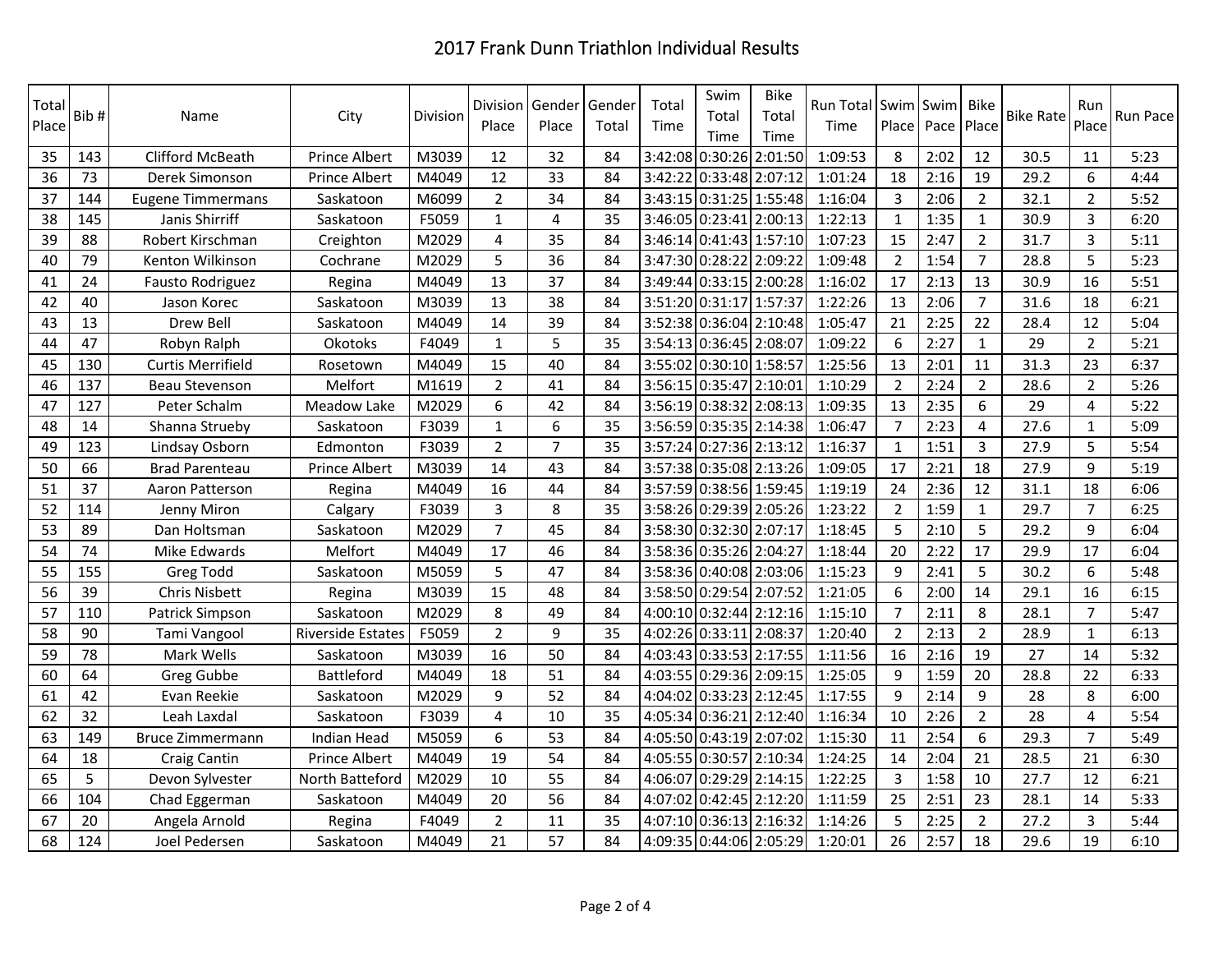# 2017 Frank Dunn Triathlon Individual Results

| Total Place | Bib # | Name | City | Division | Division Place | Gender Place | Gender Total | Total Time | Swim Total Time | Bike Total Time | Run Total Time | Swim Place | Swim Pace | Bike Place | Bike Rate | Run Place | Run Pace |
|---|---|---|---|---|---|---|---|---|---|---|---|---|---|---|---|---|---|
| 35 | 143 | Clifford McBeath | Prince Albert | M3039 | 12 | 32 | 84 | 3:42:08 | 0:30:26 | 2:01:50 | 1:09:53 | 8 | 2:02 | 12 | 30.5 | 11 | 5:23 |
| 36 | 73 | Derek Simonson | Prince Albert | M4049 | 12 | 33 | 84 | 3:42:22 | 0:33:48 | 2:07:12 | 1:01:24 | 18 | 2:16 | 19 | 29.2 | 6 | 4:44 |
| 37 | 144 | Eugene Timmermans | Saskatoon | M6099 | 2 | 34 | 84 | 3:43:15 | 0:31:25 | 1:55:48 | 1:16:04 | 3 | 2:06 | 2 | 32.1 | 2 | 5:52 |
| 38 | 145 | Janis Shirriff | Saskatoon | F5059 | 1 | 4 | 35 | 3:46:05 | 0:23:41 | 2:00:13 | 1:22:13 | 1 | 1:35 | 1 | 30.9 | 3 | 6:20 |
| 39 | 88 | Robert Kirschman | Creighton | M2029 | 4 | 35 | 84 | 3:46:14 | 0:41:43 | 1:57:10 | 1:07:23 | 15 | 2:47 | 2 | 31.7 | 3 | 5:11 |
| 40 | 79 | Kenton Wilkinson | Cochrane | M2029 | 5 | 36 | 84 | 3:47:30 | 0:28:22 | 2:09:22 | 1:09:48 | 2 | 1:54 | 7 | 28.8 | 5 | 5:23 |
| 41 | 24 | Fausto Rodriguez | Regina | M4049 | 13 | 37 | 84 | 3:49:44 | 0:33:15 | 2:00:28 | 1:16:02 | 17 | 2:13 | 13 | 30.9 | 16 | 5:51 |
| 42 | 40 | Jason Korec | Saskatoon | M3039 | 13 | 38 | 84 | 3:51:20 | 0:31:17 | 1:57:37 | 1:22:26 | 13 | 2:06 | 7 | 31.6 | 18 | 6:21 |
| 43 | 13 | Drew Bell | Saskatoon | M4049 | 14 | 39 | 84 | 3:52:38 | 0:36:04 | 2:10:48 | 1:05:47 | 21 | 2:25 | 22 | 28.4 | 12 | 5:04 |
| 44 | 47 | Robyn Ralph | Okotoks | F4049 | 1 | 5 | 35 | 3:54:13 | 0:36:45 | 2:08:07 | 1:09:22 | 6 | 2:27 | 1 | 29 | 2 | 5:21 |
| 45 | 130 | Curtis Merrifield | Rosetown | M4049 | 15 | 40 | 84 | 3:55:02 | 0:30:10 | 1:58:57 | 1:25:56 | 13 | 2:01 | 11 | 31.3 | 23 | 6:37 |
| 46 | 137 | Beau Stevenson | Melfort | M1619 | 2 | 41 | 84 | 3:56:15 | 0:35:47 | 2:10:01 | 1:10:29 | 2 | 2:24 | 2 | 28.6 | 2 | 5:26 |
| 47 | 127 | Peter Schalm | Meadow Lake | M2029 | 6 | 42 | 84 | 3:56:19 | 0:38:32 | 2:08:13 | 1:09:35 | 13 | 2:35 | 6 | 29 | 4 | 5:22 |
| 48 | 14 | Shanna Strueby | Saskatoon | F3039 | 1 | 6 | 35 | 3:56:59 | 0:35:35 | 2:14:38 | 1:06:47 | 7 | 2:23 | 4 | 27.6 | 1 | 5:09 |
| 49 | 123 | Lindsay Osborn | Edmonton | F3039 | 2 | 7 | 35 | 3:57:24 | 0:27:36 | 2:13:12 | 1:16:37 | 1 | 1:51 | 3 | 27.9 | 5 | 5:54 |
| 50 | 66 | Brad Parenteau | Prince Albert | M3039 | 14 | 43 | 84 | 3:57:38 | 0:35:08 | 2:13:26 | 1:09:05 | 17 | 2:21 | 18 | 27.9 | 9 | 5:19 |
| 51 | 37 | Aaron Patterson | Regina | M4049 | 16 | 44 | 84 | 3:57:59 | 0:38:56 | 1:59:45 | 1:19:19 | 24 | 2:36 | 12 | 31.1 | 18 | 6:06 |
| 52 | 114 | Jenny Miron | Calgary | F3039 | 3 | 8 | 35 | 3:58:26 | 0:29:39 | 2:05:26 | 1:23:22 | 2 | 1:59 | 1 | 29.7 | 7 | 6:25 |
| 53 | 89 | Dan Holtsman | Saskatoon | M2029 | 7 | 45 | 84 | 3:58:30 | 0:32:30 | 2:07:17 | 1:18:45 | 5 | 2:10 | 5 | 29.2 | 9 | 6:04 |
| 54 | 74 | Mike Edwards | Melfort | M4049 | 17 | 46 | 84 | 3:58:36 | 0:35:26 | 2:04:27 | 1:18:44 | 20 | 2:22 | 17 | 29.9 | 17 | 6:04 |
| 55 | 155 | Greg Todd | Saskatoon | M5059 | 5 | 47 | 84 | 3:58:36 | 0:40:08 | 2:03:06 | 1:15:23 | 9 | 2:41 | 5 | 30.2 | 6 | 5:48 |
| 56 | 39 | Chris Nisbett | Regina | M3039 | 15 | 48 | 84 | 3:58:50 | 0:29:54 | 2:07:52 | 1:21:05 | 6 | 2:00 | 14 | 29.1 | 16 | 6:15 |
| 57 | 110 | Patrick Simpson | Saskatoon | M2029 | 8 | 49 | 84 | 4:00:10 | 0:32:44 | 2:12:16 | 1:15:10 | 7 | 2:11 | 8 | 28.1 | 7 | 5:47 |
| 58 | 90 | Tami Vangool | Riverside Estates | F5059 | 2 | 9 | 35 | 4:02:26 | 0:33:11 | 2:08:37 | 1:20:40 | 2 | 2:13 | 2 | 28.9 | 1 | 6:13 |
| 59 | 78 | Mark Wells | Saskatoon | M3039 | 16 | 50 | 84 | 4:03:43 | 0:33:53 | 2:17:55 | 1:11:56 | 16 | 2:16 | 19 | 27 | 14 | 5:32 |
| 60 | 64 | Greg Gubbe | Battleford | M4049 | 18 | 51 | 84 | 4:03:55 | 0:29:36 | 2:09:15 | 1:25:05 | 9 | 1:59 | 20 | 28.8 | 22 | 6:33 |
| 61 | 42 | Evan Reekie | Saskatoon | M2029 | 9 | 52 | 84 | 4:04:02 | 0:33:23 | 2:12:45 | 1:17:55 | 9 | 2:14 | 9 | 28 | 8 | 6:00 |
| 62 | 32 | Leah Laxdal | Saskatoon | F3039 | 4 | 10 | 35 | 4:05:34 | 0:36:21 | 2:12:40 | 1:16:34 | 10 | 2:26 | 2 | 28 | 4 | 5:54 |
| 63 | 149 | Bruce Zimmermann | Indian Head | M5059 | 6 | 53 | 84 | 4:05:50 | 0:43:19 | 2:07:02 | 1:15:30 | 11 | 2:54 | 6 | 29.3 | 7 | 5:49 |
| 64 | 18 | Craig Cantin | Prince Albert | M4049 | 19 | 54 | 84 | 4:05:55 | 0:30:57 | 2:10:34 | 1:24:25 | 14 | 2:04 | 21 | 28.5 | 21 | 6:30 |
| 65 | 5 | Devon Sylvester | North Batteford | M2029 | 10 | 55 | 84 | 4:06:07 | 0:29:29 | 2:14:15 | 1:22:25 | 3 | 1:58 | 10 | 27.7 | 12 | 6:21 |
| 66 | 104 | Chad Eggerman | Saskatoon | M4049 | 20 | 56 | 84 | 4:07:02 | 0:42:45 | 2:12:20 | 1:11:59 | 25 | 2:51 | 23 | 28.1 | 14 | 5:33 |
| 67 | 20 | Angela Arnold | Regina | F4049 | 2 | 11 | 35 | 4:07:10 | 0:36:13 | 2:16:32 | 1:14:26 | 5 | 2:25 | 2 | 27.2 | 3 | 5:44 |
| 68 | 124 | Joel Pedersen | Saskatoon | M4049 | 21 | 57 | 84 | 4:09:35 | 0:44:06 | 2:05:29 | 1:20:01 | 26 | 2:57 | 18 | 29.6 | 19 | 6:10 |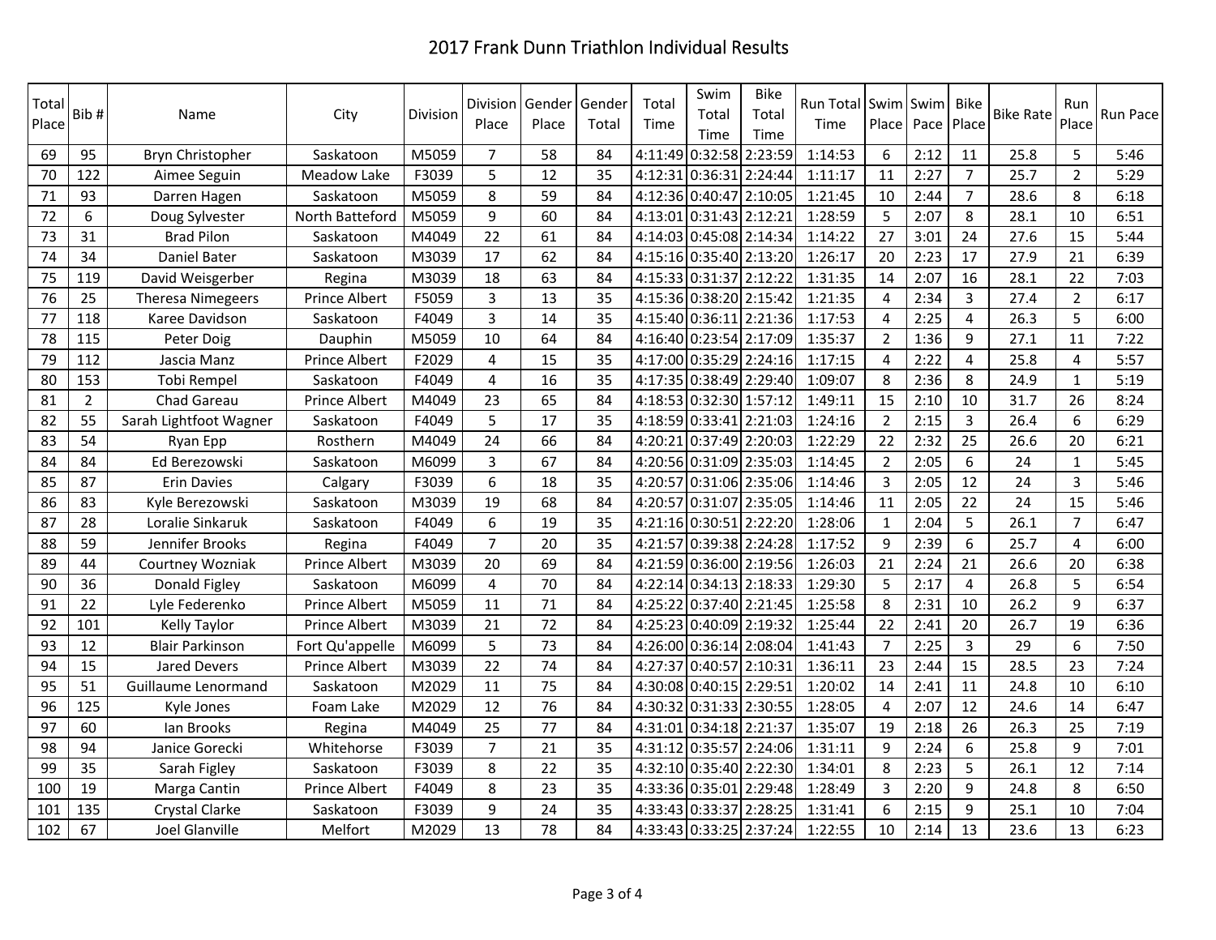# 2017 Frank Dunn Triathlon Individual Results

| Total Place | Bib # | Name | City | Division | Division Place | Gender Place | Gender Total | Total Time | Swim Total Time | Bike Total Time | Run Total Time | Swim Place | Swim Pace | Bike Place | Bike Rate | Run Place | Run Pace |
|---|---|---|---|---|---|---|---|---|---|---|---|---|---|---|---|---|---|
| 69 | 95 | Bryn Christopher | Saskatoon | M5059 | 7 | 58 | 84 | 4:11:49 | 0:32:58 | 2:23:59 | 1:14:53 | 6 | 2:12 | 11 | 25.8 | 5 | 5:46 |
| 70 | 122 | Aimee Seguin | Meadow Lake | F3039 | 5 | 12 | 35 | 4:12:31 | 0:36:31 | 2:24:44 | 1:11:17 | 11 | 2:27 | 7 | 25.7 | 2 | 5:29 |
| 71 | 93 | Darren Hagen | Saskatoon | M5059 | 8 | 59 | 84 | 4:12:36 | 0:40:47 | 2:10:05 | 1:21:45 | 10 | 2:44 | 7 | 28.6 | 8 | 6:18 |
| 72 | 6 | Doug Sylvester | North Batteford | M5059 | 9 | 60 | 84 | 4:13:01 | 0:31:43 | 2:12:21 | 1:28:59 | 5 | 2:07 | 8 | 28.1 | 10 | 6:51 |
| 73 | 31 | Brad Pilon | Saskatoon | M4049 | 22 | 61 | 84 | 4:14:03 | 0:45:08 | 2:14:34 | 1:14:22 | 27 | 3:01 | 24 | 27.6 | 15 | 5:44 |
| 74 | 34 | Daniel Bater | Saskatoon | M3039 | 17 | 62 | 84 | 4:15:16 | 0:35:40 | 2:13:20 | 1:26:17 | 20 | 2:23 | 17 | 27.9 | 21 | 6:39 |
| 75 | 119 | David Weisgerber | Regina | M3039 | 18 | 63 | 84 | 4:15:33 | 0:31:37 | 2:12:22 | 1:31:35 | 14 | 2:07 | 16 | 28.1 | 22 | 7:03 |
| 76 | 25 | Theresa Nimegeers | Prince Albert | F5059 | 3 | 13 | 35 | 4:15:36 | 0:38:20 | 2:15:42 | 1:21:35 | 4 | 2:34 | 3 | 27.4 | 2 | 6:17 |
| 77 | 118 | Karee Davidson | Saskatoon | F4049 | 3 | 14 | 35 | 4:15:40 | 0:36:11 | 2:21:36 | 1:17:53 | 4 | 2:25 | 4 | 26.3 | 5 | 6:00 |
| 78 | 115 | Peter Doig | Dauphin | M5059 | 10 | 64 | 84 | 4:16:40 | 0:23:54 | 2:17:09 | 1:35:37 | 2 | 1:36 | 9 | 27.1 | 11 | 7:22 |
| 79 | 112 | Jascia Manz | Prince Albert | F2029 | 4 | 15 | 35 | 4:17:00 | 0:35:29 | 2:24:16 | 1:17:15 | 4 | 2:22 | 4 | 25.8 | 4 | 5:57 |
| 80 | 153 | Tobi Rempel | Saskatoon | F4049 | 4 | 16 | 35 | 4:17:35 | 0:38:49 | 2:29:40 | 1:09:07 | 8 | 2:36 | 8 | 24.9 | 1 | 5:19 |
| 81 | 2 | Chad Gareau | Prince Albert | M4049 | 23 | 65 | 84 | 4:18:53 | 0:32:30 | 1:57:12 | 1:49:11 | 15 | 2:10 | 10 | 31.7 | 26 | 8:24 |
| 82 | 55 | Sarah Lightfoot Wagner | Saskatoon | F4049 | 5 | 17 | 35 | 4:18:59 | 0:33:41 | 2:21:03 | 1:24:16 | 2 | 2:15 | 3 | 26.4 | 6 | 6:29 |
| 83 | 54 | Ryan Epp | Rosthern | M4049 | 24 | 66 | 84 | 4:20:21 | 0:37:49 | 2:20:03 | 1:22:29 | 22 | 2:32 | 25 | 26.6 | 20 | 6:21 |
| 84 | 84 | Ed Berezowski | Saskatoon | M6099 | 3 | 67 | 84 | 4:20:56 | 0:31:09 | 2:35:03 | 1:14:45 | 2 | 2:05 | 6 | 24 | 1 | 5:45 |
| 85 | 87 | Erin Davies | Calgary | F3039 | 6 | 18 | 35 | 4:20:57 | 0:31:06 | 2:35:06 | 1:14:46 | 3 | 2:05 | 12 | 24 | 3 | 5:46 |
| 86 | 83 | Kyle Berezowski | Saskatoon | M3039 | 19 | 68 | 84 | 4:20:57 | 0:31:07 | 2:35:05 | 1:14:46 | 11 | 2:05 | 22 | 24 | 15 | 5:46 |
| 87 | 28 | Loralie Sinkaruk | Saskatoon | F4049 | 6 | 19 | 35 | 4:21:16 | 0:30:51 | 2:22:20 | 1:28:06 | 1 | 2:04 | 5 | 26.1 | 7 | 6:47 |
| 88 | 59 | Jennifer Brooks | Regina | F4049 | 7 | 20 | 35 | 4:21:57 | 0:39:38 | 2:24:28 | 1:17:52 | 9 | 2:39 | 6 | 25.7 | 4 | 6:00 |
| 89 | 44 | Courtney Wozniak | Prince Albert | M3039 | 20 | 69 | 84 | 4:21:59 | 0:36:00 | 2:19:56 | 1:26:03 | 21 | 2:24 | 21 | 26.6 | 20 | 6:38 |
| 90 | 36 | Donald Figley | Saskatoon | M6099 | 4 | 70 | 84 | 4:22:14 | 0:34:13 | 2:18:33 | 1:29:30 | 5 | 2:17 | 4 | 26.8 | 5 | 6:54 |
| 91 | 22 | Lyle Federenko | Prince Albert | M5059 | 11 | 71 | 84 | 4:25:22 | 0:37:40 | 2:21:45 | 1:25:58 | 8 | 2:31 | 10 | 26.2 | 9 | 6:37 |
| 92 | 101 | Kelly Taylor | Prince Albert | M3039 | 21 | 72 | 84 | 4:25:23 | 0:40:09 | 2:19:32 | 1:25:44 | 22 | 2:41 | 20 | 26.7 | 19 | 6:36 |
| 93 | 12 | Blair Parkinson | Fort Qu'appelle | M6099 | 5 | 73 | 84 | 4:26:00 | 0:36:14 | 2:08:04 | 1:41:43 | 7 | 2:25 | 3 | 29 | 6 | 7:50 |
| 94 | 15 | Jared Devers | Prince Albert | M3039 | 22 | 74 | 84 | 4:27:37 | 0:40:57 | 2:10:31 | 1:36:11 | 23 | 2:44 | 15 | 28.5 | 23 | 7:24 |
| 95 | 51 | Guillaume Lenormand | Saskatoon | M2029 | 11 | 75 | 84 | 4:30:08 | 0:40:15 | 2:29:51 | 1:20:02 | 14 | 2:41 | 11 | 24.8 | 10 | 6:10 |
| 96 | 125 | Kyle Jones | Foam Lake | M2029 | 12 | 76 | 84 | 4:30:32 | 0:31:33 | 2:30:55 | 1:28:05 | 4 | 2:07 | 12 | 24.6 | 14 | 6:47 |
| 97 | 60 | Ian Brooks | Regina | M4049 | 25 | 77 | 84 | 4:31:01 | 0:34:18 | 2:21:37 | 1:35:07 | 19 | 2:18 | 26 | 26.3 | 25 | 7:19 |
| 98 | 94 | Janice Gorecki | Whitehorse | F3039 | 7 | 21 | 35 | 4:31:12 | 0:35:57 | 2:24:06 | 1:31:11 | 9 | 2:24 | 6 | 25.8 | 9 | 7:01 |
| 99 | 35 | Sarah Figley | Saskatoon | F3039 | 8 | 22 | 35 | 4:32:10 | 0:35:40 | 2:22:30 | 1:34:01 | 8 | 2:23 | 5 | 26.1 | 12 | 7:14 |
| 100 | 19 | Marga Cantin | Prince Albert | F4049 | 8 | 23 | 35 | 4:33:36 | 0:35:01 | 2:29:48 | 1:28:49 | 3 | 2:20 | 9 | 24.8 | 8 | 6:50 |
| 101 | 135 | Crystal Clarke | Saskatoon | F3039 | 9 | 24 | 35 | 4:33:43 | 0:33:37 | 2:28:25 | 1:31:41 | 6 | 2:15 | 9 | 25.1 | 10 | 7:04 |
| 102 | 67 | Joel Glanville | Melfort | M2029 | 13 | 78 | 84 | 4:33:43 | 0:33:25 | 2:37:24 | 1:22:55 | 10 | 2:14 | 13 | 23.6 | 13 | 6:23 |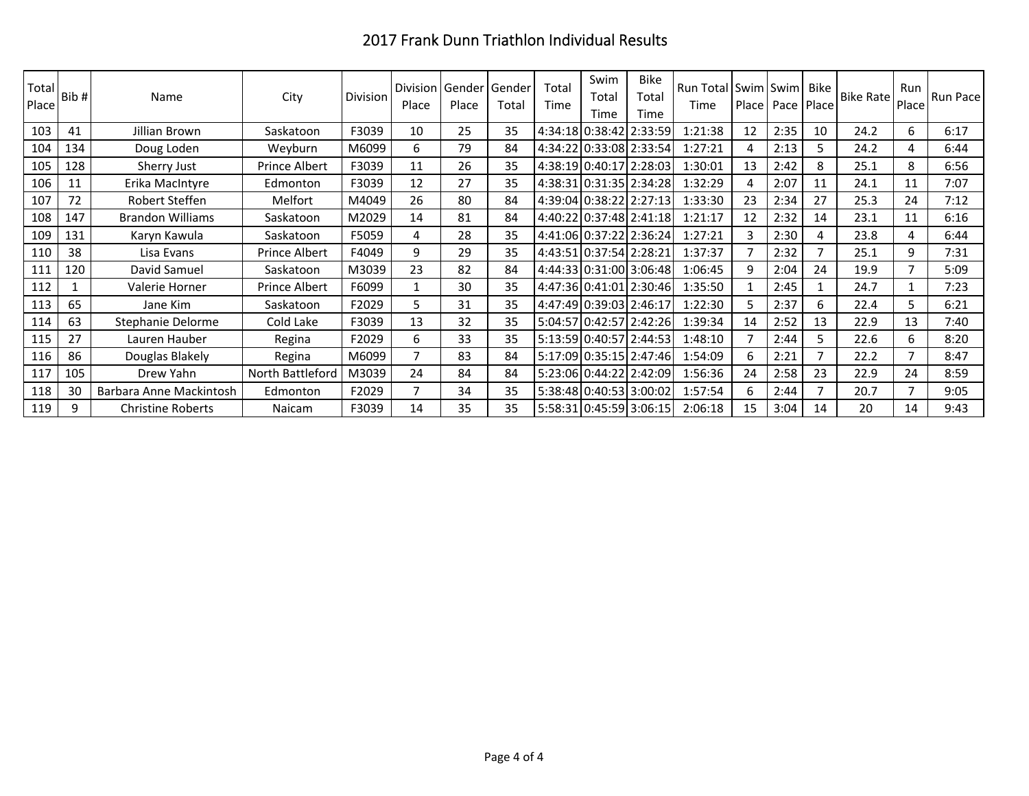# 2017 Frank Dunn Triathlon Individual Results

| Total Place | Bib # | Name | City | Division | Division Place | Gender Place | Gender Total | Total Time | Swim Total Time | Bike Total Time | Run Total Time | Swim Place | Swim Pace | Bike Place | Bike Rate | Run Place | Run Pace |
|---|---|---|---|---|---|---|---|---|---|---|---|---|---|---|---|---|---|
| 103 | 41 | Jillian Brown | Saskatoon | F3039 | 10 | 25 | 35 | 4:34:18 | 0:38:42 | 2:33:59 | 1:21:38 | 12 | 2:35 | 10 | 24.2 | 6 | 6:17 |
| 104 | 134 | Doug Loden | Weyburn | M6099 | 6 | 79 | 84 | 4:34:22 | 0:33:08 | 2:33:54 | 1:27:21 | 4 | 2:13 | 5 | 24.2 | 4 | 6:44 |
| 105 | 128 | Sherry Just | Prince Albert | F3039 | 11 | 26 | 35 | 4:38:19 | 0:40:17 | 2:28:03 | 1:30:01 | 13 | 2:42 | 8 | 25.1 | 8 | 6:56 |
| 106 | 11 | Erika MacIntyre | Edmonton | F3039 | 12 | 27 | 35 | 4:38:31 | 0:31:35 | 2:34:28 | 1:32:29 | 4 | 2:07 | 11 | 24.1 | 11 | 7:07 |
| 107 | 72 | Robert Steffen | Melfort | M4049 | 26 | 80 | 84 | 4:39:04 | 0:38:22 | 2:27:13 | 1:33:30 | 23 | 2:34 | 27 | 25.3 | 24 | 7:12 |
| 108 | 147 | Brandon Williams | Saskatoon | M2029 | 14 | 81 | 84 | 4:40:22 | 0:37:48 | 2:41:18 | 1:21:17 | 12 | 2:32 | 14 | 23.1 | 11 | 6:16 |
| 109 | 131 | Karyn Kawula | Saskatoon | F5059 | 4 | 28 | 35 | 4:41:06 | 0:37:22 | 2:36:24 | 1:27:21 | 3 | 2:30 | 4 | 23.8 | 4 | 6:44 |
| 110 | 38 | Lisa Evans | Prince Albert | F4049 | 9 | 29 | 35 | 4:43:51 | 0:37:54 | 2:28:21 | 1:37:37 | 7 | 2:32 | 7 | 25.1 | 9 | 7:31 |
| 111 | 120 | David Samuel | Saskatoon | M3039 | 23 | 82 | 84 | 4:44:33 | 0:31:00 | 3:06:48 | 1:06:45 | 9 | 2:04 | 24 | 19.9 | 7 | 5:09 |
| 112 | 1 | Valerie Horner | Prince Albert | F6099 | 1 | 30 | 35 | 4:47:36 | 0:41:01 | 2:30:46 | 1:35:50 | 1 | 2:45 | 1 | 24.7 | 1 | 7:23 |
| 113 | 65 | Jane Kim | Saskatoon | F2029 | 5 | 31 | 35 | 4:47:49 | 0:39:03 | 2:46:17 | 1:22:30 | 5 | 2:37 | 6 | 22.4 | 5 | 6:21 |
| 114 | 63 | Stephanie Delorme | Cold Lake | F3039 | 13 | 32 | 35 | 5:04:57 | 0:42:57 | 2:42:26 | 1:39:34 | 14 | 2:52 | 13 | 22.9 | 13 | 7:40 |
| 115 | 27 | Lauren Hauber | Regina | F2029 | 6 | 33 | 35 | 5:13:59 | 0:40:57 | 2:44:53 | 1:48:10 | 7 | 2:44 | 5 | 22.6 | 6 | 8:20 |
| 116 | 86 | Douglas Blakely | Regina | M6099 | 7 | 83 | 84 | 5:17:09 | 0:35:15 | 2:47:46 | 1:54:09 | 6 | 2:21 | 7 | 22.2 | 7 | 8:47 |
| 117 | 105 | Drew Yahn | North Battleford | M3039 | 24 | 84 | 84 | 5:23:06 | 0:44:22 | 2:42:09 | 1:56:36 | 24 | 2:58 | 23 | 22.9 | 24 | 8:59 |
| 118 | 30 | Barbara Anne Mackintosh | Edmonton | F2029 | 7 | 34 | 35 | 5:38:48 | 0:40:53 | 3:00:02 | 1:57:54 | 6 | 2:44 | 7 | 20.7 | 7 | 9:05 |
| 119 | 9 | Christine Roberts | Naicam | F3039 | 14 | 35 | 35 | 5:58:31 | 0:45:59 | 3:06:15 | 2:06:18 | 15 | 3:04 | 14 | 20 | 14 | 9:43 |